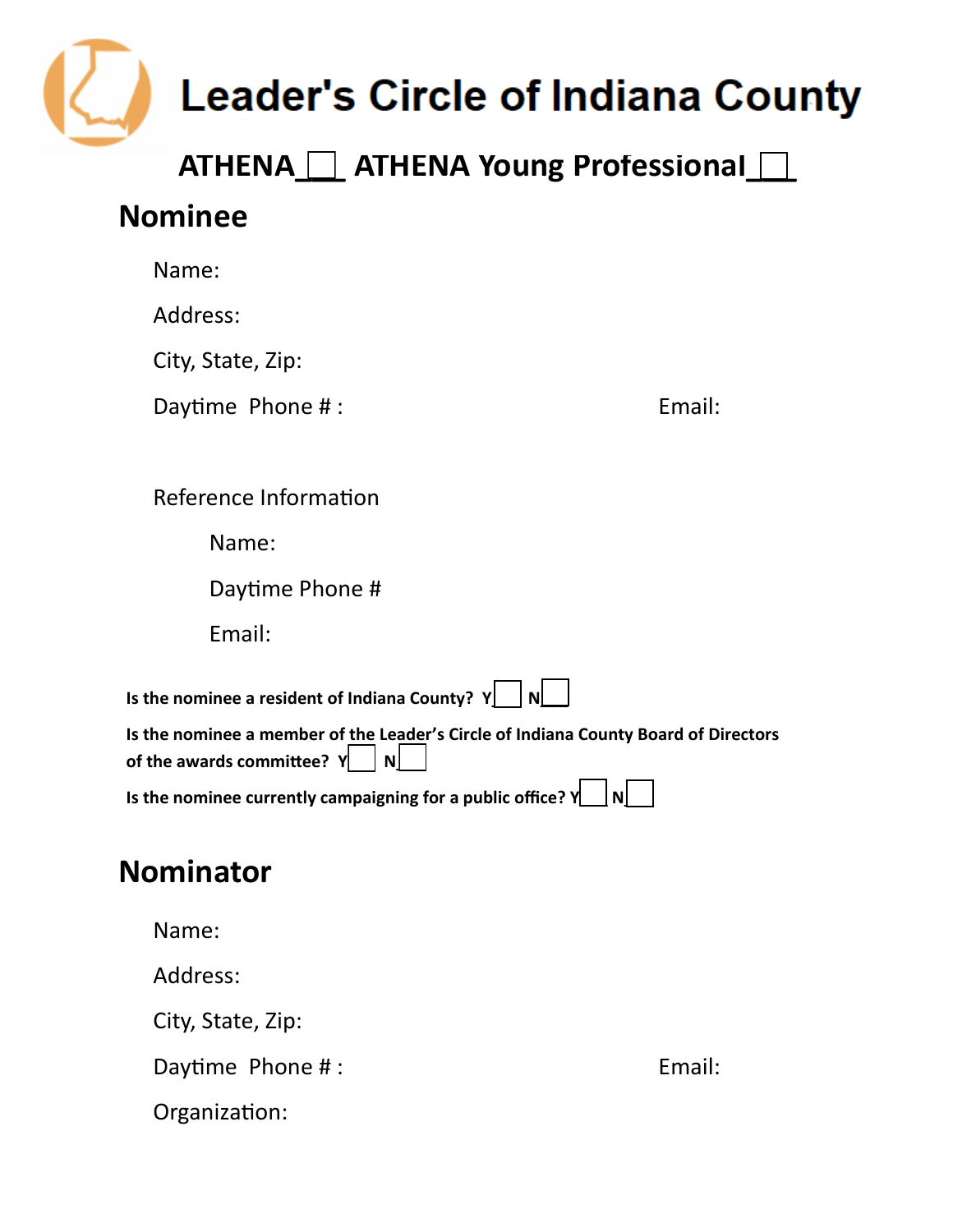# Leader's Circle of Indiana County

**ATHENA ☐ ATHENA Young Professional ☐**

## Nominee

Name:

Address:

City, State, Zip:

Daytime Phone # : Email:

Reference Information

Name:

Daytime Phone #

Email:

**Is the nominee a resident of Indiana County? Y☐ N☐**

**Is the nominee a member of the Leader's Circle of Indiana County Board of Directors of the awards committee? Y☐ N☐**

**Is the nominee currently campaigning for a public office? Y☐ N☐**

## Nominator

Name:

Address:

City, State, Zip:

Daytime Phone # : Email:

Organization: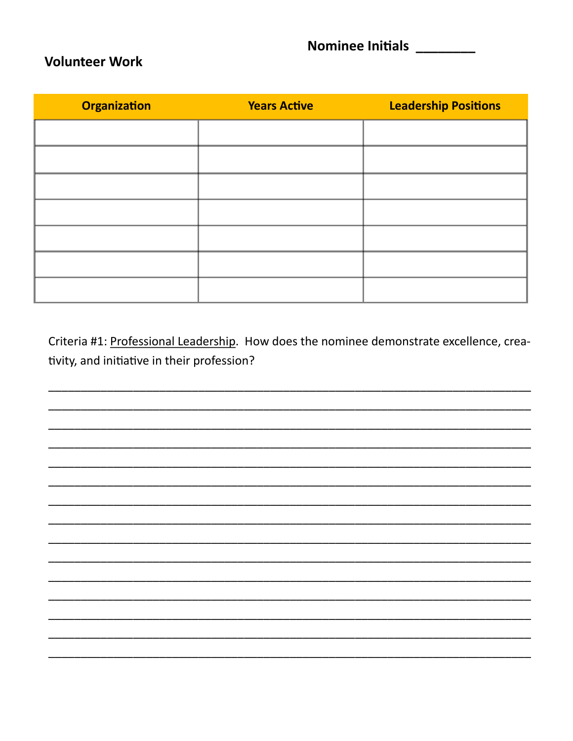**Nominee Initials ________**

**Volunteer Work**

| Organization | Years Active | Leadership Positions |
| --- | --- | --- |
| | | |
| | | |
| | | |
| | | |
| | | |
| | | |
| | | |

Criteria #1: Professional Leadership. How does the nominee demonstrate excellence, creativity, and initiative in their profession?

______________________________________________________________________________

______________________________________________________________________________

______________________________________________________________________________

______________________________________________________________________________

______________________________________________________________________________

______________________________________________________________________________

______________________________________________________________________________

______________________________________________________________________________

______________________________________________________________________________

______________________________________________________________________________

______________________________________________________________________________

______________________________________________________________________________

______________________________________________________________________________

______________________________________________________________________________

______________________________________________________________________________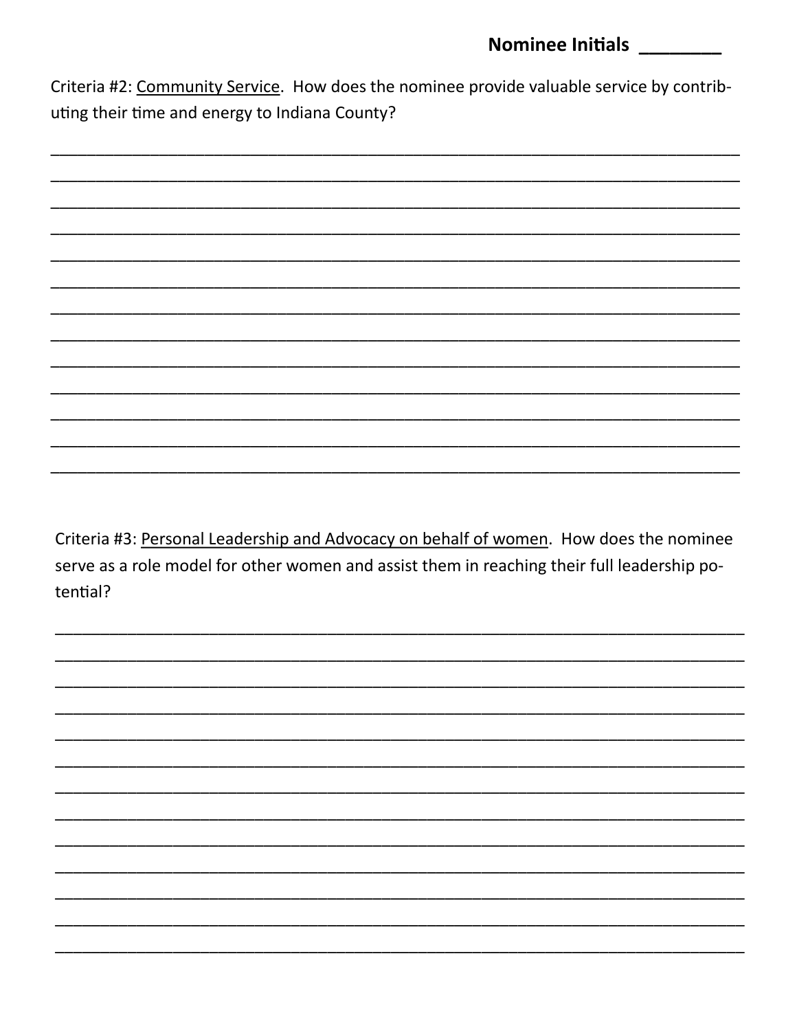**Nominee Initials ________**

Criteria #2: Community Service. How does the nominee provide valuable service by contributing their time and energy to Indiana County?

_______________________________________________________________________________

_______________________________________________________________________________

_______________________________________________________________________________

_______________________________________________________________________________

_______________________________________________________________________________

_______________________________________________________________________________

_______________________________________________________________________________

_______________________________________________________________________________

_______________________________________________________________________________

_______________________________________________________________________________

_______________________________________________________________________________

_______________________________________________________________________________

_______________________________________________________________________________

Criteria #3: Personal Leadership and Advocacy on behalf of women. How does the nominee serve as a role model for other women and assist them in reaching their full leadership potential?

_______________________________________________________________________________

_______________________________________________________________________________

_______________________________________________________________________________

_______________________________________________________________________________

_______________________________________________________________________________

_______________________________________________________________________________

_______________________________________________________________________________

_______________________________________________________________________________

_______________________________________________________________________________

_______________________________________________________________________________

_______________________________________________________________________________

_______________________________________________________________________________

_______________________________________________________________________________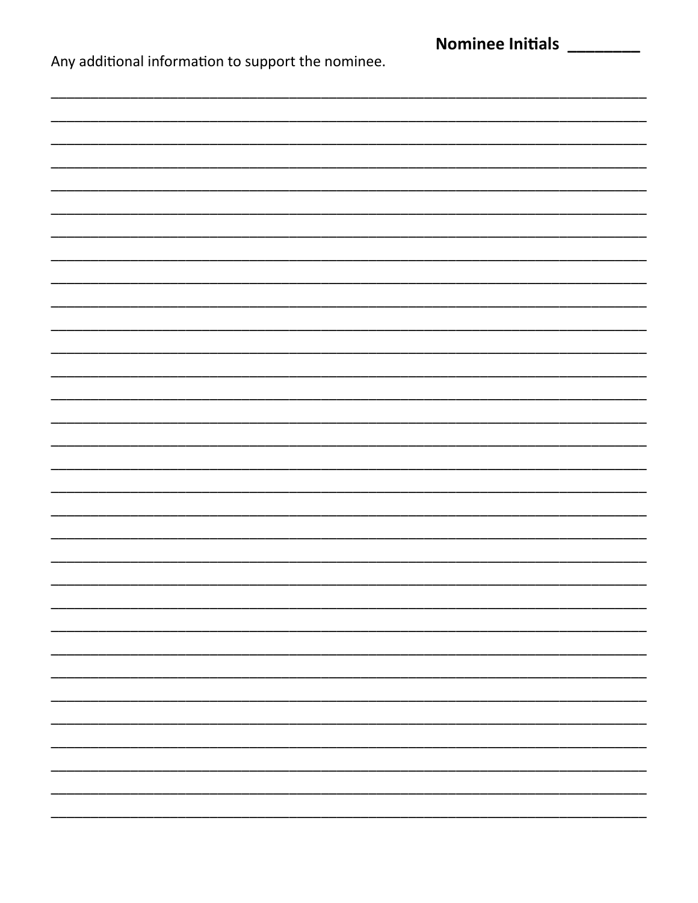**Nominee Initials ________**

Any additional information to support the nominee.

________________________________________________________________________________

________________________________________________________________________________

________________________________________________________________________________

________________________________________________________________________________

________________________________________________________________________________

________________________________________________________________________________

________________________________________________________________________________

________________________________________________________________________________

________________________________________________________________________________

________________________________________________________________________________

________________________________________________________________________________

________________________________________________________________________________

________________________________________________________________________________

________________________________________________________________________________

________________________________________________________________________________

________________________________________________________________________________

________________________________________________________________________________

________________________________________________________________________________

________________________________________________________________________________

________________________________________________________________________________

________________________________________________________________________________

________________________________________________________________________________

________________________________________________________________________________

________________________________________________________________________________

________________________________________________________________________________

________________________________________________________________________________

________________________________________________________________________________

________________________________________________________________________________

________________________________________________________________________________

________________________________________________________________________________

________________________________________________________________________________